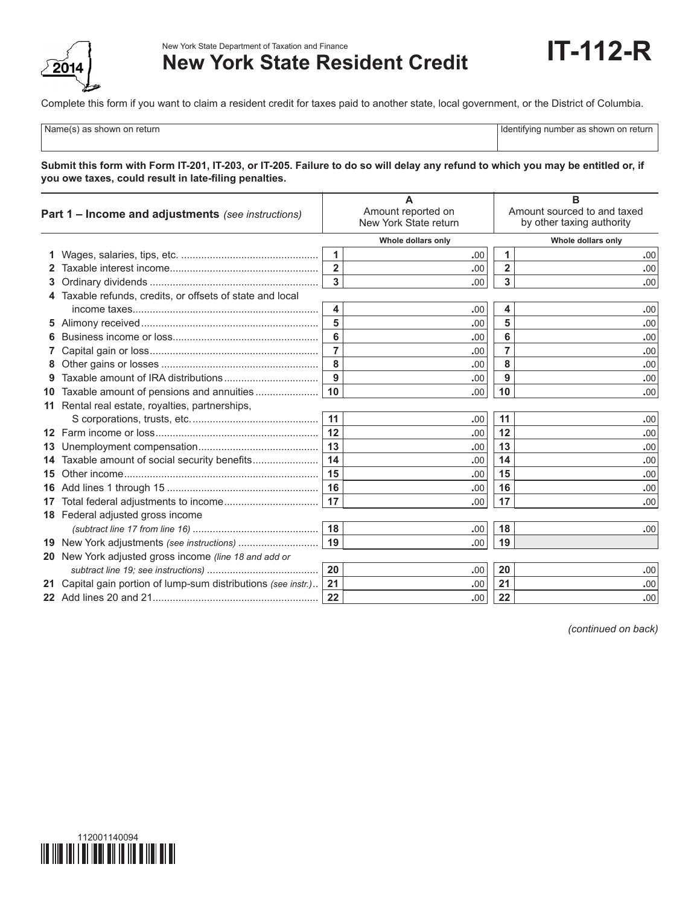New York State Department of Taxation and Finance

# New York State Resident Credit

# IT-112-R

2014

Complete this form if you want to claim a resident credit for taxes paid to another state, local government, or the District of Columbia.

| Name(s) as shown on return | Identifying number as shown on return |
|---|---|
| | |

**Submit this form with Form IT-201, IT-203, or IT-205. Failure to do so will delay any refund to which you may be entitled or, if you owe taxes, could result in late-filing penalties.**

| **Part 1 – Income and adjustments** *(see instructions)* | **A** Amount reported on New York State return | **B** Amount sourced to and taxed by other taxing authority |
|---|---|---|
| | Whole dollars only | Whole dollars only |
| **1** Wages, salaries, tips, etc. | 1 .00 | 1 .00 |
| **2** Taxable interest income | 2 .00 | 2 .00 |
| **3** Ordinary dividends | 3 .00 | 3 .00 |
| **4** Taxable refunds, credits, or offsets of state and local income taxes | 4 .00 | 4 .00 |
| **5** Alimony received | 5 .00 | 5 .00 |
| **6** Business income or loss | 6 .00 | 6 .00 |
| **7** Capital gain or loss | 7 .00 | 7 .00 |
| **8** Other gains or losses | 8 .00 | 8 .00 |
| **9** Taxable amount of IRA distributions | 9 .00 | 9 .00 |
| **10** Taxable amount of pensions and annuities | 10 .00 | 10 .00 |
| **11** Rental real estate, royalties, partnerships, S corporations, trusts, etc. | 11 .00 | 11 .00 |
| **12** Farm income or loss | 12 .00 | 12 .00 |
| **13** Unemployment compensation | 13 .00 | 13 .00 |
| **14** Taxable amount of social security benefits | 14 .00 | 14 .00 |
| **15** Other income | 15 .00 | 15 .00 |
| **16** Add lines 1 through 15 | 16 .00 | 16 .00 |
| **17** Total federal adjustments to income | 17 .00 | 17 .00 |
| **18** Federal adjusted gross income *(subtract line 17 from line 16)* | 18 .00 | 18 .00 |
| **19** New York adjustments *(see instructions)* | 19 .00 | 19 |
| **20** New York adjusted gross income *(line 18 and add or subtract line 19; see instructions)* | 20 .00 | 20 .00 |
| **21** Capital gain portion of lump-sum distributions *(see instr.)* | 21 .00 | 21 .00 |
| **22** Add lines 20 and 21 | 22 .00 | 22 .00 |

*(continued on back)*

112001140094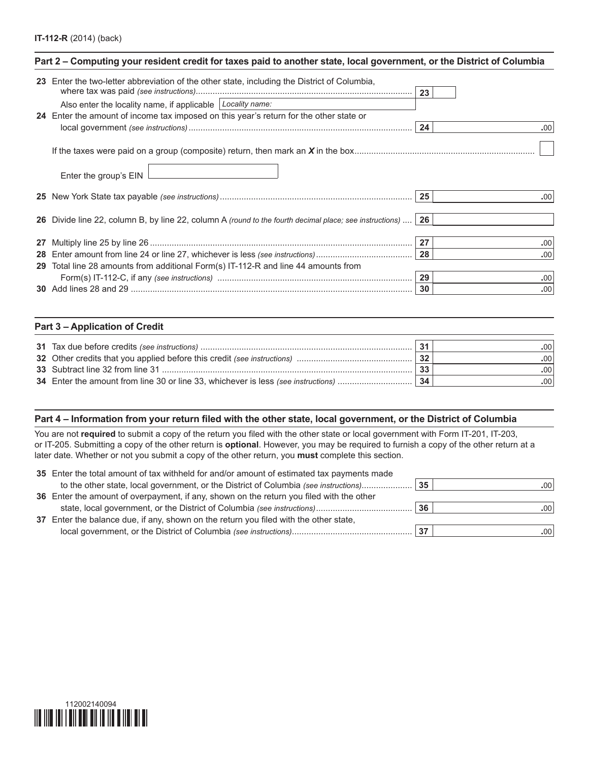## Part 2 – Computing your resident credit for taxes paid to another state, local government, or the District of Columbia

| | | | |
|---|---|---|---|
| 23 | Enter the two-letter abbreviation of the other state, including the District of Columbia, where tax was paid *(see instructions)* | 23 | |
| | Also enter the locality name, if applicable *Locality name:* | | |
| 24 | Enter the amount of income tax imposed on this year's return for the other state or local government *(see instructions)* | 24 | .00 |
| | If the taxes were paid on a group (composite) return, then mark an ***X*** in the box | | ☐ |
| | Enter the group's EIN | | |
| 25 | New York State tax payable *(see instructions)* | 25 | .00 |
| 26 | Divide line 22, column B, by line 22, column A *(round to the fourth decimal place; see instructions)* | 26 | |
| 27 | Multiply line 25 by line 26 | 27 | .00 |
| 28 | Enter amount from line 24 or line 27, whichever is less *(see instructions)* | 28 | .00 |
| 29 | Total line 28 amounts from additional Form(s) IT-112-R and line 44 amounts from Form(s) IT-112-C, if any *(see instructions)* | 29 | .00 |
| 30 | Add lines 28 and 29 | 30 | .00 |

## Part 3 – Application of Credit

| | | | |
|---|---|---|---|
| 31 | Tax due before credits *(see instructions)* | 31 | .00 |
| 32 | Other credits that you applied before this credit *(see instructions)* | 32 | .00 |
| 33 | Subtract line 32 from line 31 | 33 | .00 |
| 34 | Enter the amount from line 30 or line 33, whichever is less *(see instructions)* | 34 | .00 |

## Part 4 – Information from your return filed with the other state, local government, or the District of Columbia

You are not **required** to submit a copy of the return you filed with the other state or local government with Form IT-201, IT-203, or IT-205. Submitting a copy of the other return is **optional**. However, you may be required to furnish a copy of the other return at a later date. Whether or not you submit a copy of the other return, you **must** complete this section.

| | | | |
|---|---|---|---|
| 35 | Enter the total amount of tax withheld for and/or amount of estimated tax payments made to the other state, local government, or the District of Columbia *(see instructions)* | 35 | .00 |
| 36 | Enter the amount of overpayment, if any, shown on the return you filed with the other state, local government, or the District of Columbia *(see instructions)* | 36 | .00 |
| 37 | Enter the balance due, if any, shown on the return you filed with the other state, local government, or the District of Columbia *(see instructions)* | 37 | .00 |

112002140094